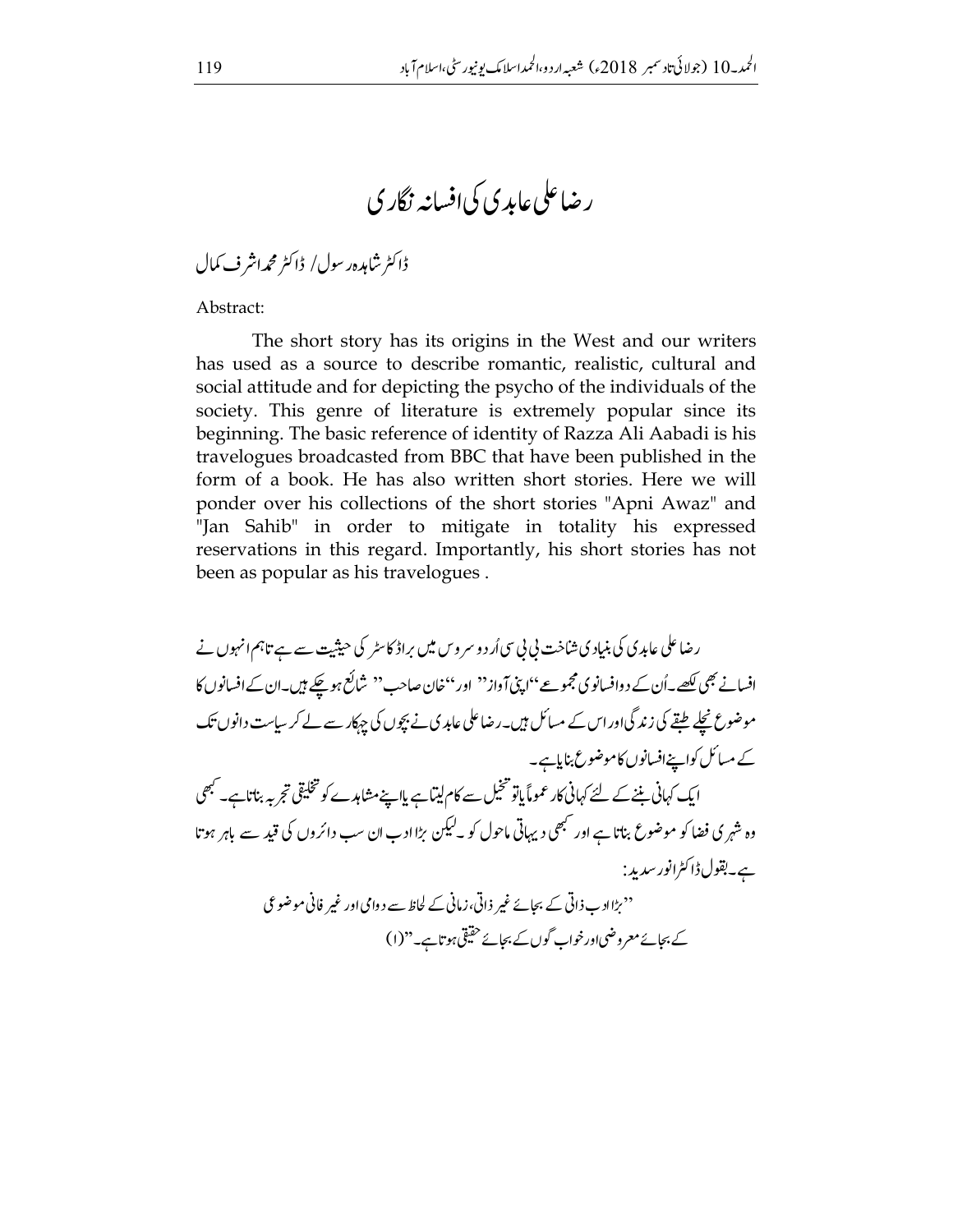# رضا علی عابدی کی افسانہ نگاری

ڈاکٹر شاہدہ رسول/ ڈاکٹر محمد اشرف کمال

Abstract:

The short story has its origins in the West and our writers has used as a source to describe romantic, realistic, cultural and social attitude and for depicting the psycho of the individuals of the society. This genre of literature is extremely popular since its beginning. The basic reference of identity of Razza Ali Aabadi is his travelogues broadcasted from BBC that have been published in the form of a book. He has also written short stories. Here we will ponder over his collections of the short stories "Apni Awaz" and "Jan Sahib" in order to mitigate in totality his expressed reservations in this regard. Importantly, his short stories has not been as popular as his travelogues .

رضا علی عابدی کی بنیادی شناخت بی بی سی اُردو سروس میں براڈ کاسٹر کی حیثیت سے ہے تاہم انہوں نے افسانے بھی لکھے۔اُن کے دو افسانوی مجموعے ''اپنی آواز'' اور ''خان صاحب'' شائع ہو چکے ہیں۔ان کے افسانوں کا موضوع نچلے طبقے کی زندگی اور اس کے مسائل ہیں۔رضا علی عابدی نے بچوں کی چہکار سے لے کر سیاست دانوں تک کے مسائل کو اپنے افسانوں کا موضوع بنایا ہے۔

ایک کہانی بننے کے لئے کہانی کار عموماً یا تو تخیل سے کام لیتا ہے یا اپنے مشاہدے کو تخلیقی تجربہ بناتا ہے۔ کبھی وہ شہری فضا کو موضوع بناتا ہے اور کبھی دیہاتی ماحول کو۔لیکن بڑا ادب ان سب دائروں کی قید سے باہر ہوتا ہے۔بقول ڈاکٹر انور سدید:

> ''بڑا ادب ذاتی کے بجائے غیر ذاتی، زمانی کے لحاظ سے دوامی اور غیر فانی موضوعی کے بجائے معروضی اور خواب گوں کے بجائے حقیقی ہوتا ہے۔''(۱)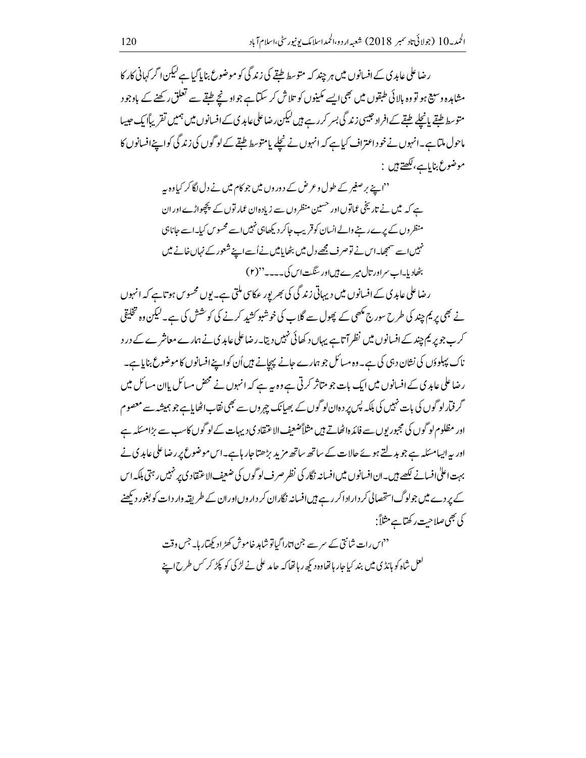رضا علی عابدی کے افسانوں میں ہر چند کہ متوسط طبقے کی زندگی کو موضوع بنایا گیا ہے لیکن اگر کہانی کار کا مشاہدہ وسیع ہو تو وہ بالائی طبقوں میں بھی ایسے مکینوں کو تلاش کر سکتا ہے جو اونچے طبقے سے تعلق رکھنے کے باوجود متوسط طبقے یا نچلے طبقے کے افراد جیسی زندگی بسر کر رہے ہیں لیکن رضا علی عابدی کے افسانوں میں ہمیں تقریباً ایک جیسا ماحول ملتا ہے۔ انہوں نے خود اعتراف کیا ہے کہ انہوں نے نچلے یا متوسط طبقے کے لوگوں کی زندگی کو اپنے افسانوں کا موضوع بنایا ہے، لکھتے ہیں :

> ''اپنے برصغیر کے طول و عرض کے دوروں میں جو کام میں نے دل لگا کر کیا وہ یہ ہے کہ میں نے تاریخی عماتوں اور حسین منظروں سے زیادہ ان عمارتوں کے پچھواڑے اور ان منظروں کے پرے رہنے والے انسان کو قریب جا کر دیکھا ہی نہیں اسے محسوس کیا۔ اسے جانا ہی نہیں اسے سمجھا۔ اس نے تو صرف مجھے دل میں بٹھایا میں نے اُسے اپنے شعور کے نہاں خانے میں بٹھا دیا۔ اب سر اور تال میرے ہیں اور سنگت اس کی۔۔۔۔'' (۲)

رضا علی عابدی کے افسانوں میں دیہاتی زندگی کی بھرپور عکاسی ملتی ہے۔ یوں محسوس ہوتا ہے کہ انہوں نے بھی پریم چند کی طرح سورج مکھی کے پھول سے گلاب کی خوشبو کشید کرنے کی کوشش کی ہے۔ لیکن وہ تخلیقی کرب جو پریم چند کے افسانوں میں نظر آتا ہے یہاں دکھائی نہیں دیتا۔ رضا علی عابدی نے ہمارے معاشرے کے دردناک پہلوؤں کی نشان دہی کی ہے۔ وہ مسائل جو ہمارے جانے پہچانے ہیں اُن کو اپنے افسانوں کا موضوع بنایا ہے۔ رضا علی عابدی کے افسانوں میں ایک بات جو متاثر کرتی ہے وہ یہ ہے کہ انہوں نے محض مسائل یا ان مسائل میں گرفتار لوگوں کی بات نہیں کی بلکہ پس پردہ ان لوگوں کے بھیانک چہروں سے بھی نقاب اٹھایا ہے جو ہمیشہ سے معصوم اور مظلوم لوگوں کی مجبوریوں سے فائدہ اٹھاتے ہیں مثلاً ضعیف الاعتقادی دیہات کے لوگوں کا سب سے بڑا مسئلہ ہے اور یہ ایسا مسئلہ ہے جو بدلتے ہوئے حالات کے ساتھ ساتھ مزید بڑھتا جا رہا ہے۔ اس موضوع پر رضا علی عابدی نے بہت اعلیٰ افسانے لکھے ہیں۔ ان افسانوں میں افسانہ نگار کی نظر صرف لوگوں کی ضعیف الاعتقادی پر نہیں رہتی بلکہ اس کے پردے میں جو لوگ استحصالی کردار ادا کر رہے ہیں افسانہ نگار ان کرداروں اور ان کے طریقہ واردات کو بغور دیکھنے کی بھی صلاحیت رکھتا ہے مثلاً:

> ''اس رات شانتی کے سر سے جن اتارا گیا تو شاہد خاموش کھڑا دیکھتا رہا۔ جس وقت لعل شاہ کو ہانڈی میں بند کیا جا رہا تھا وہ دیکھ رہا تھا کہ حامد علی نے لڑکی کو پکڑ کر کس طرح اپنے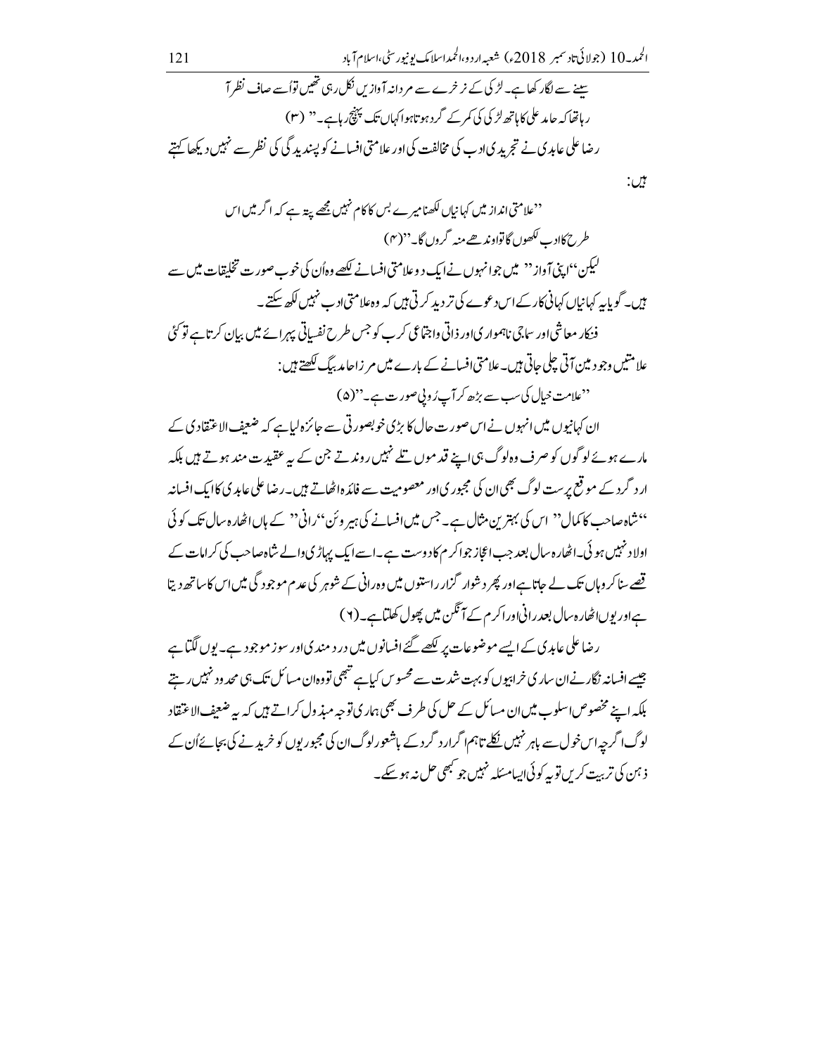سینے سے لگا رکھا ہے۔ لڑکی کے نرخرے سے مردانہ آوازیں نکل رہی تھیں تو اُسے صاف نظر آ رہا تھا کہ حامد علی کا ہاتھ لڑکی کی کمر کے گرد ہوتا ہوا کہاں تک پہنچ رہا ہے۔" (۳)

رضا علی عابدی نے تجریدی ادب کی مخالفت کی اور علامتی افسانے کو پسندیدگی کی نظر سے نہیں دیکھا کہتے ہیں:

> "علامتی انداز میں کہانیاں لکھنا میرے بس کا کام نہیں مجھے پتہ ہے کہ اگر میں اس طرح کا ادب لکھوں گا تو اوندھے منہ گروں گا۔" (۴)

لیکن "اپنی آواز" میں جو انہوں نے ایک دو علامتی افسانے لکھے وہ اُن کی خوب صورت تخلیقات میں سے ہیں۔ گویا یہ کہانیاں کہانی کار کے اس دعوے کی تردید کرتی ہیں کہ وہ علامتی ادب نہیں لکھ سکتے۔

فنکار معاشی اور سماجی ناہمواری اور ذاتی و اجتماعی کرب کو جس طرح نفسیاتی پیرائے میں بیان کرتا ہے تو کئی علامتیں وجود میں آتی چلی جاتی ہیں۔ علامتی افسانے کے بارے میں مرزا حامد بیگ لکھتے ہیں:

> "علامت خیال کی سب سے بڑھ کر آپ رُوپی صورت ہے۔" (۵)

ان کہانیوں میں انہوں نے اس صورت حال کا بڑی خوبصورتی سے جائزہ لیا ہے کہ ضعیف الاعتقادی کے مارے ہوئے لوگوں کو صرف وہ لوگ ہی اپنے قدموں تلے نہیں روندتے جن کے یہ عقیدت مند ہوتے ہیں بلکہ ارد گرد کے موقع پرست لوگ بھی ان کی مجبوری اور معصومیت سے فائدہ اٹھاتے ہیں۔ رضا علی عابدی کا ایک افسانہ "شاہ صاحب کا کمال" اس کی بہترین مثال ہے۔ جس میں افسانے کی ہیروئن "رانی" کے ہاں اٹھارہ سال تک کوئی اولاد نہیں ہوئی۔ اٹھارہ سال بعد جب اعجاز جو اکرم کا دوست ہے۔ اسے ایک پہاڑی والے شاہ صاحب کی کرامات کے قصے سنا کر وہاں تک لے جاتا ہے اور پھر دشوار گزار راستوں میں وہ رانی کے شوہر کی عدم موجودگی میں اس کا ساتھ دیتا ہے اور یوں اٹھارہ سال بعد رانی اور اکرم کے آنگن میں پھول کھلتا ہے۔ (۶)

رضا علی عابدی کے ایسے موضوعات پر لکھے گئے افسانوں میں دردمندی اور سوز موجود ہے۔ یوں لگتا ہے جیسے افسانہ نگار نے ان ساری خرابیوں کو بہت شدت سے محسوس کیا ہے تبھی تو وہ ان مسائل تک ہی محدود نہیں رہتے بلکہ اپنے مخصوص اسلوب میں ان مسائل کے حل کی طرف بھی ہماری توجہ مبذول کراتے ہیں کہ یہ ضعیف الاعتقاد لوگ اگرچہ اس خول سے باہر نہیں نکلے تاہم اگر ارد گرد کے باشعور لوگ ان کی مجبوریوں کو خریدنے کی بجائے اُن کے ذہن کی تربیت کریں تو یہ کوئی ایسا مسئلہ نہیں جو کبھی حل نہ ہو سکے۔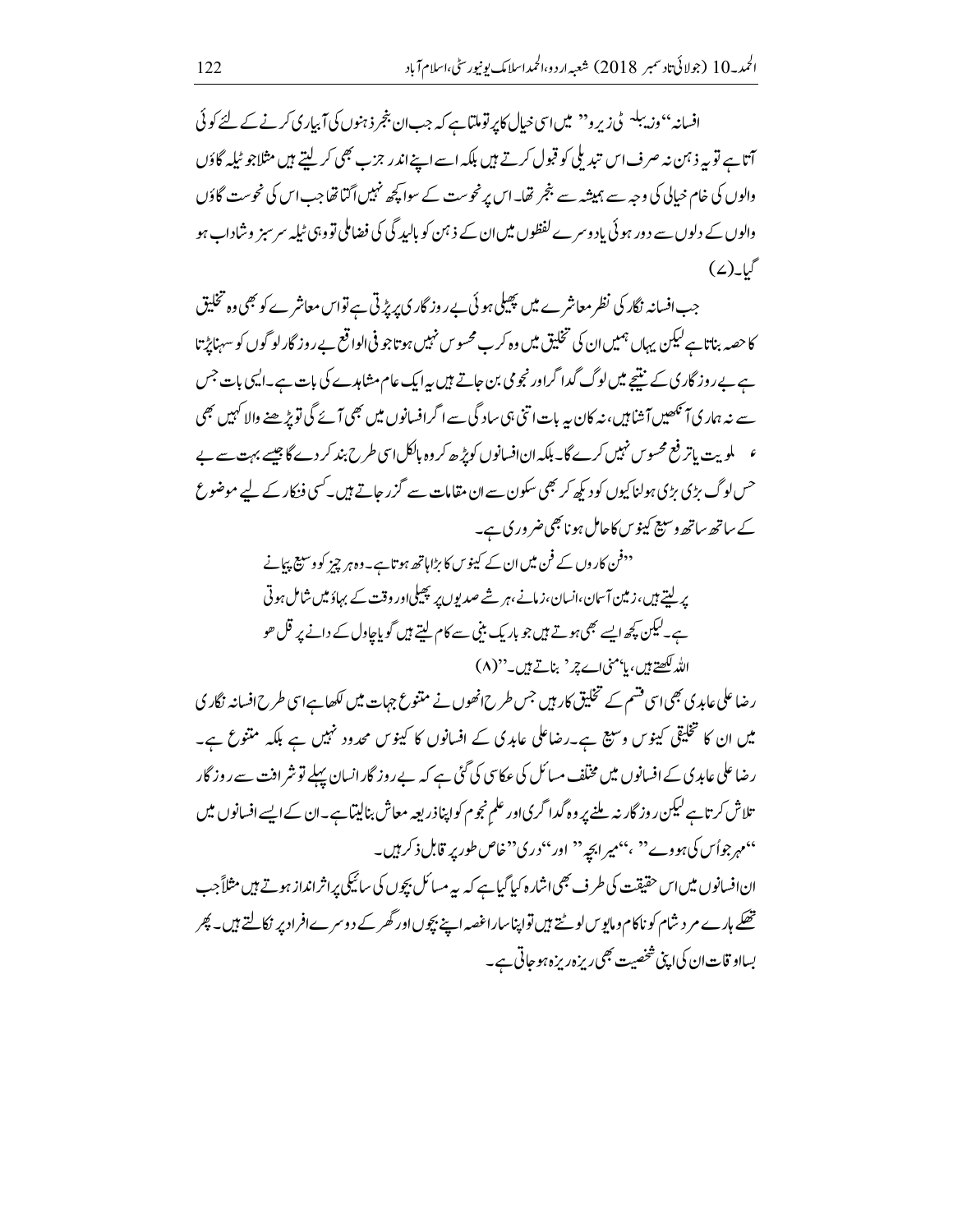افسانہ ''وِزِیبلِٹی زیرو'' میں اسی خیال کا پرتو ملتا ہے کہ جب ان بنجر ذہنوں کی آبیاری کرنے کے لئے کوئی آتا ہے تو یہ ذہن نہ صرف اس تبدیلی کو قبول کرتے ہیں بلکہ اسے اپنے اندر جذب بھی کر لیتے ہیں مثلاً جو ٹیلہ گاؤں والوں کی خام خیالی کی وجہ سے ہمیشہ سے بنجر تھا۔ اس پر نحوست کے سوا کچھ نہیں اُگتا تھا جب اس کی نحوست گاؤں والوں کے دلوں سے دور ہوئی یا دوسرے لفظوں میں ان کے ذہن کو بالیدگی کی فضا ملی تو وہی ٹیلہ سرسبز و شاداب ہو گیا۔(۷)

جب افسانہ نگار کی نظر معاشرے میں پھیلی ہوئی بے روزگاری پر پڑتی ہے تو اس معاشرے کو بھی وہ تخلیق کا حصہ بناتا ہے لیکن یہاں ہمیں ان کی تخلیق میں وہ کرب محسوس نہیں ہوتا جو فی الواقع بے روزگار لوگوں کو سہنا پڑتا ہے بے روزگاری کے نتیجے میں لوگ گداگر اور نجومی بن جاتے ہیں یہ ایک عام مشاہدے کی بات ہے۔ ایسی بات جس سے نہ ہماری آنکھیں آشنا ہیں، نہ کان یہ بات اتنی ہی سادگی سے اگر افسانوں میں بھی آئے گی تو پڑھنے والا کہیں بھی علویت یا ترفع محسوس نہیں کرے گا۔ بلکہ ان افسانوں کو پڑھ کر وہ بالکل اسی طرح بند کر دے گا جیسے بہت سے بے حس لوگ بڑی بڑی ہولناکیوں کو دیکھ کر بھی سکون سے ان مقامات سے گزر جاتے ہیں۔ کسی فنکار کے لیے موضوع کے ساتھ ساتھ وسیع کینوس کا حامل ہونا بھی ضروری ہے۔

> ''فن کاروں کے فن میں ان کے کینوس کا بڑا ہاتھ ہوتا ہے۔ وہ ہر چیز کو وسیع پیمانے پر لیتے ہیں، زمین آسمان، انسان، زمانے، ہر شے صدیوں پر پھیلی اور وقت کے بہاؤ میں شامل ہوتی ہے۔ لیکن کچھ ایسے بھی ہوتے ہیں جو باریک بینی سے کام لیتے ہیں گویا چاول کے دانے پر قل ھو اللہ لکھتے ہیں، یا 'منی ایچر' بناتے ہیں۔''(۸)

رضا علی عابدی بھی اسی قسم کے تخلیق کار ہیں جس طرح انھوں نے متنوع جہات میں لکھا ہے اسی طرح افسانہ نگاری میں ان کا تخلیقی کینوس وسیع ہے۔ رضا علی عابدی کے افسانوں کا کینوس محدود نہیں ہے بلکہ متنوع ہے۔ رضا علی عابدی کے افسانوں میں مختلف مسائل کی عکاسی کی گئی ہے کہ بے روزگار انسان پہلے تو شرافت سے روزگار تلاش کرتا ہے لیکن روزگار نہ ملنے پر وہ گداگری اور علم نجوم کو اپنا ذریعہ معاش بنا لیتا ہے۔ ان کے ایسے افسانوں میں ''مہر جواُس کی ہووے'' ، ''میرا بچہ'' اور ''دری'' خاص طور پر قابل ذکر ہیں۔

ان افسانوں میں اس حقیقت کی طرف بھی اشارہ کیا گیا ہے کہ یہ مسائل بچوں کی سائیکی پر اثر انداز ہوتے ہیں مثلاً جب تھکے ہارے مرد شام کو ناکام و مایوس لوٹتے ہیں تو اپنا سارا غصہ اپنے بچوں اور گھر کے دوسرے افراد پر نکالتے ہیں۔ پھر بسا اوقات ان کی اپنی شخصیت بھی ریزہ ریزہ ہو جاتی ہے۔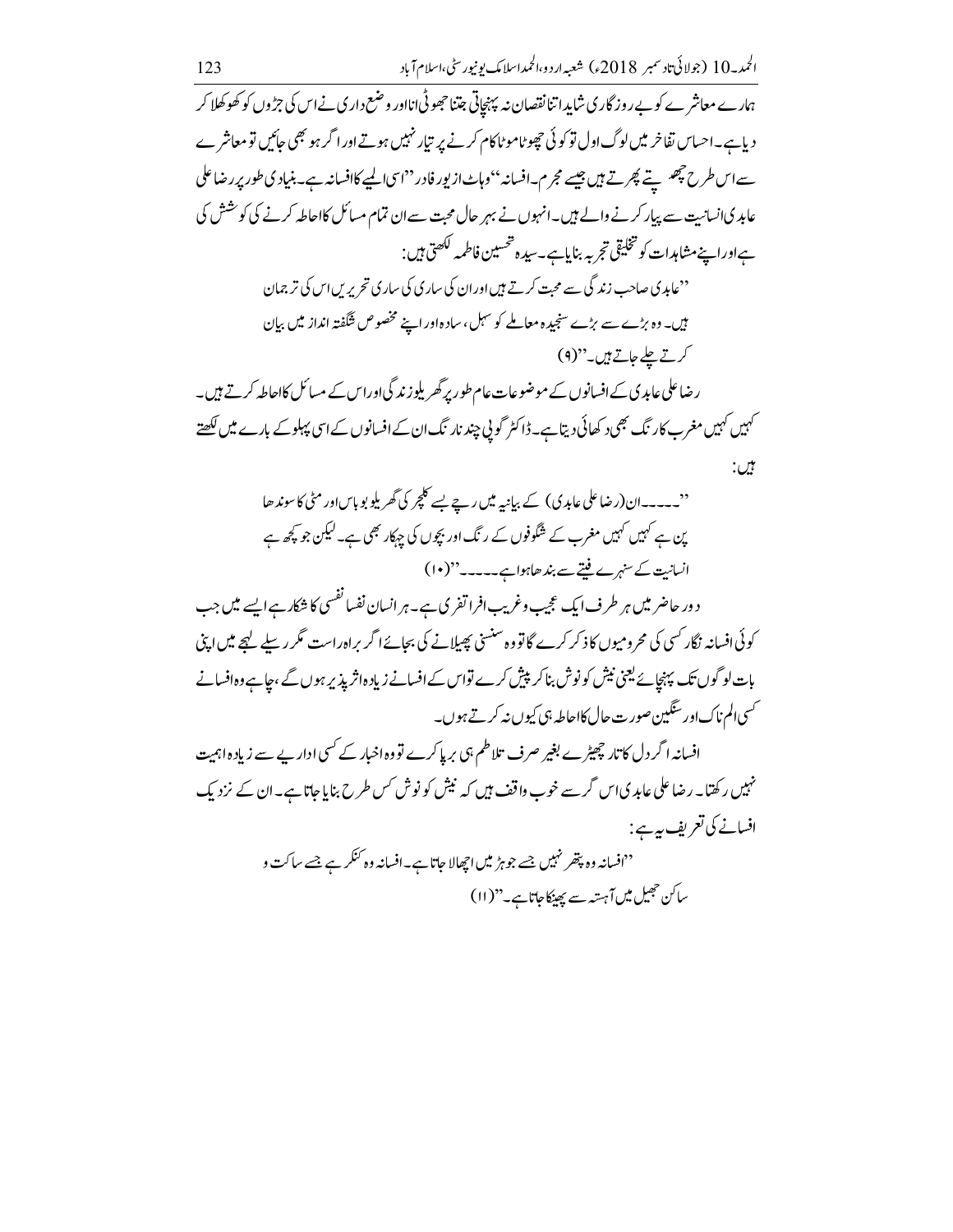ہمارے معاشرے کو بے روزگاری شاید اتنا نقصان نہ پہنچاتی جتنا جھوٹی انا اور وضع داری نے اس کی جڑوں کو کھوکھلا کر دیا ہے۔ احساس تفاخر میں لوگ اول تو کوئی چھوٹا موٹا کام کرنے پر تیار نہیں ہوتے اور اگر ہو بھی جائیں تو معاشرے سے اس طرح چھپتے پھرتے ہیں جیسے مجرم۔ افسانہ ''وہاٹ از یور فادر'' اسی ایسے کا افسانہ ہے۔ بنیادی طور پر رضا علی عابدی انسانیت سے پیار کرنے والے ہیں۔ انہوں نے بہر حال محبت سے ان تمام مسائل کا احاطہ کرنے کی کوشش کی ہے اور اپنے مشاہدات کو تخلیقی تجربہ بنایا ہے۔ سیدہ تحسین فاطمہ لکھتی ہیں:

> ''عابدی صاحب زندگی سے محبت کرتے ہیں اور ان کی ساری کی ساری تحریریں اس کی ترجمان ہیں۔ وہ بڑے سے بڑے سنجیدہ معاملے کو سہل، سادہ اور اپنے مخصوص شگفتہ انداز میں بیان کرتے چلے جاتے ہیں۔''(۹)

رضا علی عابدی کے افسانوں کے موضوعات عام طور پر گھریلو زندگی اور اس کے مسائل کا احاطہ کرتے ہیں۔ کہیں کہیں مغرب کا رنگ بھی دکھائی دیتا ہے۔ ڈاکٹر گوپی چند نارنگ ان کے افسانوں کے اسی پہلو کے بارے میں لکھتے ہیں:

> ''۔۔۔۔۔ان (رضا علی عابدی) کے بیانیہ میں رچے بسے کلچر کی گھریلو بو باس اور مٹی کا سوندھا پن ہے کہیں کہیں مغرب کے شگوفوں کے رنگ اور بچوں کی چہکار بھی ہے۔ لیکن جو کچھ ہے انسانیت کے سنہرے فیتے سے بندھا ہوا ہے۔۔۔۔۔''(۱۰)

دور حاضر میں ہر طرف ایک عجیب و غریب افراتفری ہے۔ ہر انسان نفسا نفسی کا شکار ہے ایسے میں جب کوئی افسانہ نگار کسی کی محرومیوں کا ذکر کرے گا تو وہ سنسنی پھیلانے کی بجائے اگر براہ راست مگر رسیلے لہجے میں اپنی بات لوگوں تک پہنچائے یعنی نیش کو نوش بنا کر پیش کرے تو اس کے افسانے زیادہ اثر پذیر ہوں گے، چاہے وہ افسانے کسی الم ناک اور سنگین صورت حال کا احاطہ ہی کیوں نہ کرتے ہوں۔

افسانہ اگر دل کا تار چھیڑے بغیر صرف تلاطم ہی برپا کرے تو وہ اخبار کے کسی اداریے سے زیادہ اہمیت نہیں رکھتا۔ رضا علی عابدی اس گر سے خوب واقف ہیں کہ نیش کو نوش کس طرح بنایا جاتا ہے۔ ان کے نزدیک افسانے کی تعریف یہ ہے:

> ''افسانہ وہ پتھر نہیں جسے جوہڑ میں اچھالا جاتا ہے۔ افسانہ وہ کنکر ہے جسے ساکت و ساکن جھیل میں آہستہ سے پھینکا جاتا ہے۔''(۱۱)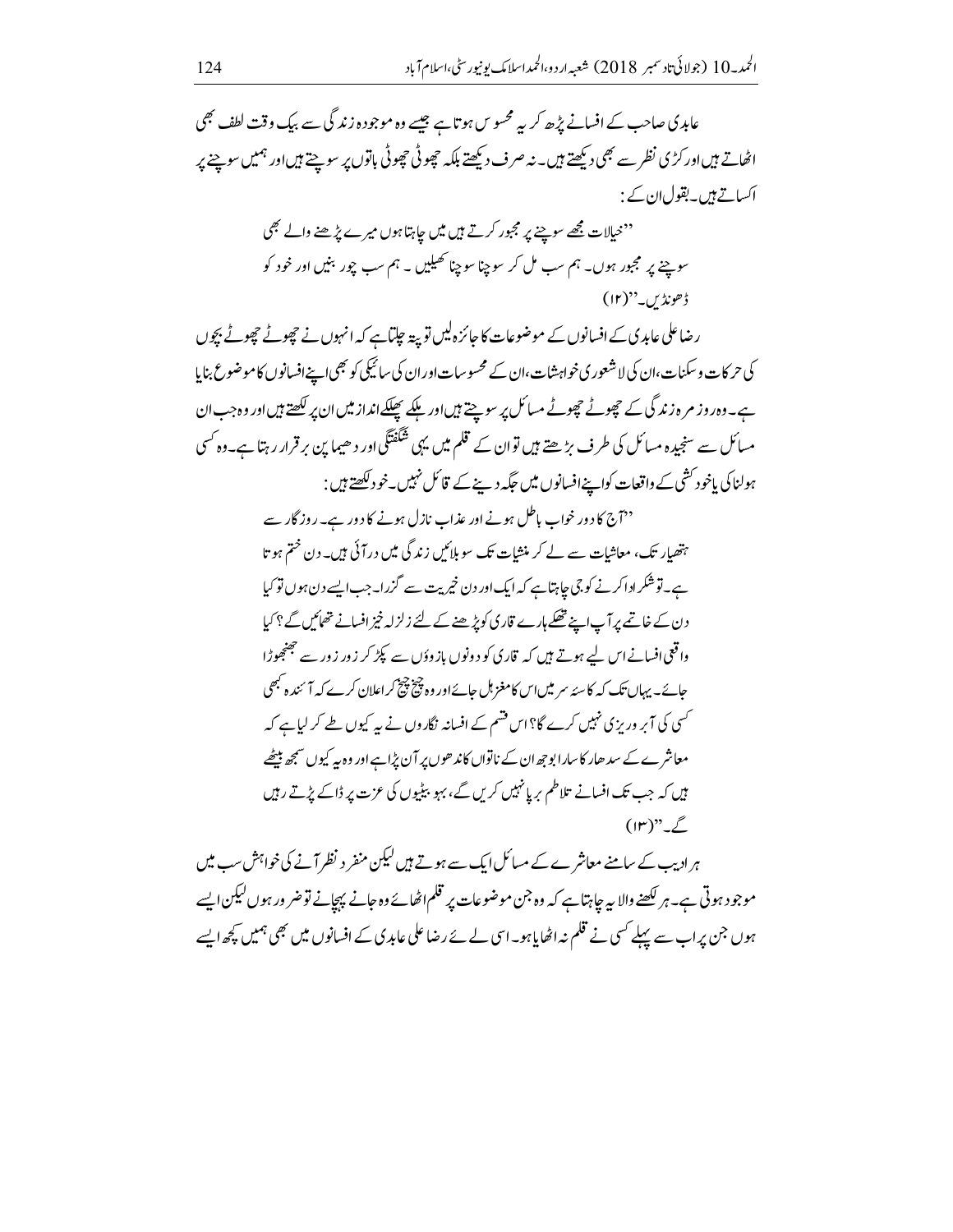عابدی صاحب کے افسانے پڑھ کر یہ محسوس ہوتا ہے جیسے وہ موجودہ زندگی سے بیک وقت لطف بھی اٹھاتے ہیں اور کڑی نظر سے بھی دیکھتے ہیں۔ نہ صرف دیکھتے بلکہ چھوٹی چھوٹی باتوں پر سوچتے ہیں اور ہمیں سوچنے پر اکساتے ہیں۔ بقول ان کے :

> ''خیالات مجھے سوچنے پر مجبور کرتے ہیں میں چاہتا ہوں میرے پڑھنے والے بھی سوچنے پر مجبور ہوں۔ ہم سب مل کر سوچنا سوچنا کھیلیں ۔ ہم سب چور بنیں اور خود کو ڈھونڈیں۔''(۱۲)

رضا علی عابدی کے افسانوں کے موضوعات کا جائزہ لیں تو پتہ چلتا ہے کہ انہوں نے چھوٹے چھوٹے بچوں کی حرکات و سکنات، ان کی لاشعوری خواہشات، ان کے محسوسات اور ان کی سائیکی کو بھی اپنے افسانوں کا موضوع بنایا ہے۔ وہ روزمرہ زندگی کے چھوٹے چھوٹے مسائل پر سوچتے ہیں اور ہلکے پھلکے انداز میں ان پر لکھتے ہیں اور وہ جب ان مسائل سے سنجیدہ مسائل کی طرف بڑھتے ہیں تو ان کے قلم میں یہی شگفتگی اور دھیما پن برقرار رہتا ہے۔ وہ کسی ہولناکی یا خودکشی کے واقعات کو اپنے افسانوں میں جگہ دینے کے قائل نہیں۔ خود لکھتے ہیں :

> ''آج کا دور خواب باطل ہونے اور عذاب نازل ہونے کا دور ہے۔ روزگار سے ہتھیار تک، معاشیات سے لے کر منشیات تک سو بلائیں زندگی میں در آئی ہیں۔ دن ختم ہوتا ہے۔ تو شکر ادا کرنے کو جی چاہتا ہے کہ ایک اور دن خیریت سے گزرا۔ جب ایسے دن ہوں تو کیا دن کے خاتمے پر آپ اپنے تھکے ہارے قاری کو پڑھنے کے لئے زلزلہ خیز افسانے تھمائیں گے؟ کیا واقعی افسانے اس لیے ہوتے ہیں کہ قاری کو دونوں بازوؤں سے پکڑ کر زور زور سے جھنجھوڑا جائے۔ یہاں تک کہ کاسۂ سر میں اس کا مغز ہل جائے اور وہ چیخ چیخ کر اعلان کرے کہ آئندہ کبھی کسی کی آبرو ریزی نہیں کرے گا؟ اس قسم کے افسانہ نگاروں نے یہ کیوں طے کر لیا ہے کہ معاشرے کے سدھار کا سارا بوجھ ان کے ناتواں کاندھوں پر آن پڑا ہے اور وہ یہ کیوں سمجھ بیٹھے ہیں کہ جب تک افسانے تلاطم برپا نہیں کریں گے، بہو بیٹیوں کی عزت پر ڈاکے پڑتے رہیں گے۔''(۱۳)

ہر ادیب کے سامنے معاشرے کے مسائل ایک سے ہوتے ہیں لیکن منفرد نظر آنے کی خواہش سب میں موجود ہوتی ہے۔ ہر لکھنے والا یہ چاہتا ہے کہ وہ جن موضوعات پر قلم اٹھائے وہ جانے پہچانے تو ضرور ہوں لیکن ایسے ہوں جن پر اب سے پہلے کسی نے قلم نہ اٹھایا ہو۔ اسی لیے رضا علی عابدی کے افسانوں میں بھی ہمیں کچھ ایسے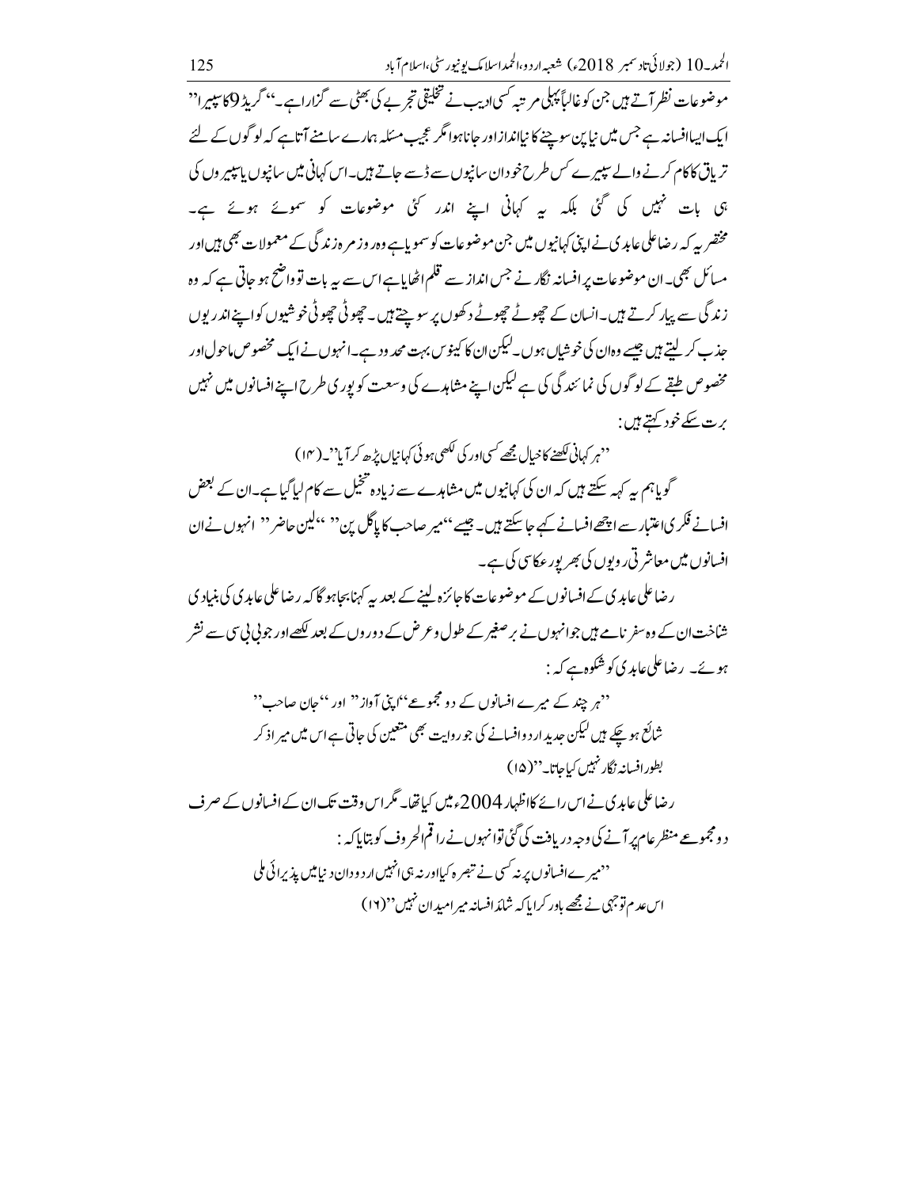موضوعات نظر آتے ہیں جن کو غالباً پہلی مرتبہ کسی ادیب نے تخلیقی تجربے کی بھٹی سے گزارا ہے۔ ''گریڈ 9 کا سپیرا'' ایک ایسا افسانہ ہے جس میں نیا پن سوچنے کا نیا انداز اور جانا ہوا مگر عجیب مسئلہ ہمارے سامنے آتا ہے کہ لوگوں کے لئے تریاق کا کام کرنے والے سپیرے کس طرح خود ان سانپوں سے ڈسے جاتے ہیں۔ اس کہانی میں سانپوں یا سپیروں کی ہی بات نہیں کی گئی بلکہ یہ کہانی اپنے اندر کئی موضوعات کو سموئے ہوئے ہے۔ مختصر یہ کہ رضا علی عابدی نے اپنی کہانیوں میں جن موضوعات کو سمویا ہے وہ روزمرہ زندگی کے معمولات بھی ہیں اور مسائل بھی۔ ان موضوعات پر افسانہ نگار نے جس انداز سے قلم اٹھایا ہے اس سے یہ بات تو واضح ہو جاتی ہے کہ وہ زندگی سے پیار کرتے ہیں۔ انسان کے چھوٹے چھوٹے دکھوں پر سوچتے ہیں۔ چھوٹی چھوٹی خوشیوں کو اپنے اندر یوں جذب کر لیتے ہیں جیسے وہ ان کی خوشیاں ہوں۔ لیکن ان کا کینوس بہت محدود ہے۔ انہوں نے ایک مخصوص ماحول اور مخصوص طبقے کے لوگوں کی نمائندگی کی ہے لیکن اپنے مشاہدے کی وسعت کو پوری طرح اپنے افسانوں میں نہیں برت سکے خود کہتے ہیں:

> ''ہر کہانی لکھنے کا خیال مجھے کسی اور کی لکھی ہوئی کہانیاں پڑھ کر آیا''۔(۱۴)

گویا ہم یہ کہہ سکتے ہیں کہ ان کی کہانیوں میں مشاہدے سے زیادہ تخیل سے کام لیا گیا ہے۔ ان کے بعض افسانے فکری اعتبار سے اچھے افسانے کہے جا سکتے ہیں۔ جیسے ''میر صاحب کا پاگل پن'' ''لیلین حاضر'' انہوں نے ان افسانوں میں معاشرتی رویوں کی بھرپور عکاسی کی ہے۔

رضا علی عابدی کے افسانوں کے موضوعات کا جائزہ لینے کے بعد یہ کہنا بجا ہو گا کہ رضا علی عابدی کی بنیادی شناخت ان کے وہ سفر نامے ہیں جو انہوں نے برصغیر کے طول و عرض کے دوروں کے بعد لکھے اور جو بی بی سی سے نشر ہوئے۔ رضا علی عابدی کو شکوہ ہے کہ:

> ''ہر چند کے میرے افسانوں کے دو مجموعے ''اپنی آواز'' اور ''جان صاحب'' شائع ہو چکے ہیں لیکن جدید اردو افسانے کی جو روایت بھی متعین کی جاتی ہے اس میں میرا ذکر بطور افسانہ نگار نہیں کیا جاتا۔''(۱۵)

رضا علی عابدی نے اس رائے کا اظہار 2004ء میں کیا تھا۔ مگر اس وقت تک ان کے افسانوں کے صرف دو مجموعے منظر عام پر آنے کی وجہ دریافت کی گئی تو انہوں نے راقم الحروف کو بتایا کہ:

> ''میرے افسانوں پر نہ کسی نے تبصرہ کیا اور نہ ہی انہیں اردو دان دنیا میں پذیرائی ملی اس عدم توجہی نے مجھے باور کرایا کہ شائد افسانہ میرا میدان نہیں''(۱۶)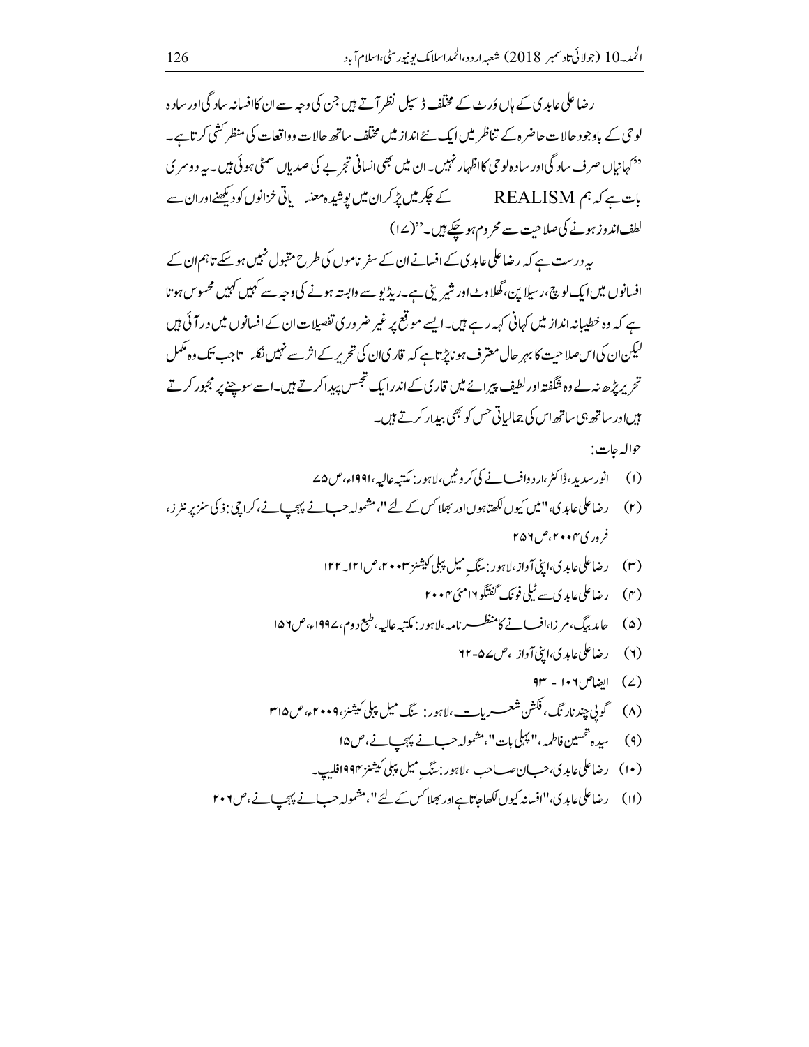رضا علی عابدی کے ہاں ڈرٹ کے مختلف ڈسپل نظر آتے ہیں جن کی وجہ سے ان کا افسانہ سادگی اور سادہ لوحی کے باوجود حالات حاضرہ کے تناظر میں ایک نئے انداز میں مختلف ساتھ حالات وواقعات کی منظر کشی کرتا ہے۔

''کہانیاں صرف سادگی اور سادہ لوحی کا اظہار نہیں۔ان میں بھی انسانی تجربے کی صدیاں سمٹی ہوئی ہیں۔یہ دوسری بات ہے کہ ہم REALISM کے چکر میں پڑ کر ان میں پوشیدہ معنیاتی خزانوں کو دیکھنے اور ان سے لطف اندوز ہونے کی صلاحیت سے محروم ہو چکے ہیں۔''(۱۷)

یہ درست ہے کہ رضا علی عابدی کے افسانے ان کے سفر ناموں کی طرح مقبول نہیں ہو سکے تاہم ان کے افسانوں میں ایک لوچ، رسیلا پن، گھلاوٹ اور شیرینی ہے۔ریڈیو سے وابستہ ہونے کی وجہ سے کہیں کہیں محسوس ہوتا ہے کہ وہ خطیبانہ انداز میں کہانی کہہ رہے ہیں۔ایسے موقع پر غیر ضروری تفصیلات ان کے افسانوں میں در آئی ہیں لیکن ان کی اس صلاحیت کا بہر حال معترف ہونا پڑتا ہے کہ قاری ان کی تحریر کے اثر سے نہیں نکلتا جب تک وہ مکمل تحریر پڑھ نہ لے وہ شگفتہ اور لطیف پیرائے میں قاری کے اندر ایک تجسس پیدا کرتے ہیں۔اسے سوچنے پر مجبور کرتے ہیں اور ساتھ ہی ساتھ اس کی جمالیاتی حس کو بھی بیدار کرتے ہیں۔

حوالہ جات:

(۱) انور سدید، ڈاکٹر، اردو افسانے کی کروٹیں، لاہور: مکتبہ عالیہ، ۱۹۹۱ء، ص۷۵

(۲) رضا علی عابدی، "میں کیوں لکھتا ہوں اور بھلا کس کے لئے"، مشمولہ جانے پہچانے، کراچی: ذکی سنز پرنٹرز، فروری ۲۰۰۴، ص۲۵۶

(۳) رضا علی عابدی، اپنی آواز، لاہور: سنگِ میل پبلی کیشنز ۲۰۰۳، ص۱۲۱۔۱۲۲

(۴) رضا علی عابدی سے ٹیلی فونک گفتگو ۱۶ مئی ۲۰۰۴

(۵) حامد بیگ، مرزا، افسانے کا منظر نامہ، لاہور: مکتبہ عالیہ، طبع دوم، ۱۹۹۷ء، ص۱۵۶

(۶) رضا علی عابدی، اپنی آواز، ص۵۷-۶۲

(۷) ایضاً ص۱۰۶ - ۹۳

(۸) گوپی چند نارنگ، فکشن شعریات، لاہور: سنگ میل پبلی کیشنز، ۲۰۰۹ء، ص۳۱۵

(۹) سیدہ تحسین فاطمہ، "پہلی بات"، مشمولہ جانے پہچانے، ص۱۵

(۱۰) رضا علی عابدی، جان صاحب، لاہور: سنگِ میل پبلی کیشنز ۱۹۹۴ فلیپ۔

(۱۱) رضا علی عابدی، "افسانہ کیوں لکھا جاتا ہے اور بھلا کس کے لئے"، مشمولہ جانے پہچانے، ص۲۰۶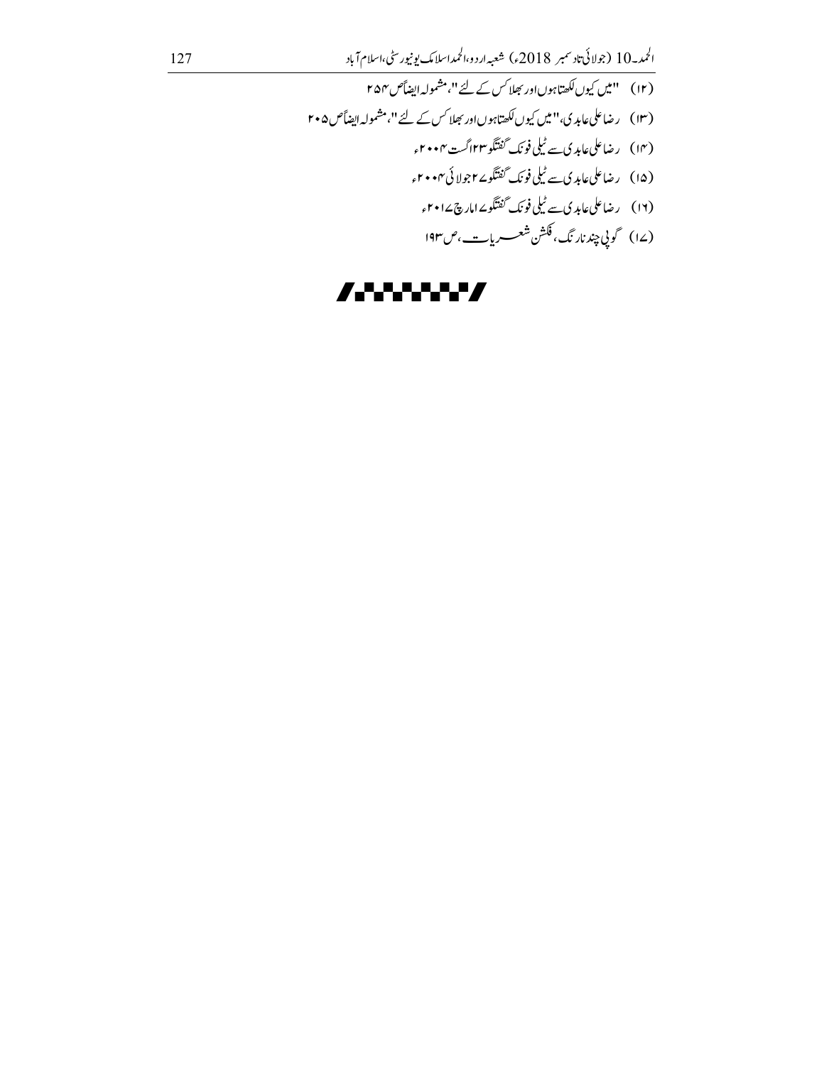(۱۲) "میں کیوں لکھتا ہوں اور بھلا کس کے لئے"، مشمولہ ایضاً ص ۲۵۴

(۱۳) رضا علی عابدی، "میں کیوں لکھتا ہوں اور بھلا کس کے لئے"، مشمولہ ایضاً ص ۲۰۵

(۱۴) رضا علی عابدی سے ٹیلی فونک گفتگو ۲۳ اگست ۲۰۰۴ء

(۱۵) رضا علی عابدی سے ٹیلی فونک گفتگو ۲۷ جولائی ۲۰۰۴ء

(۱۶) رضا علی عابدی سے ٹیلی فونک گفتگو ۱۷ مارچ ۲۰۱۷ء

(۱۷) گوپی چند نارنگ، فکشن شعریات، ص ۱۹۳